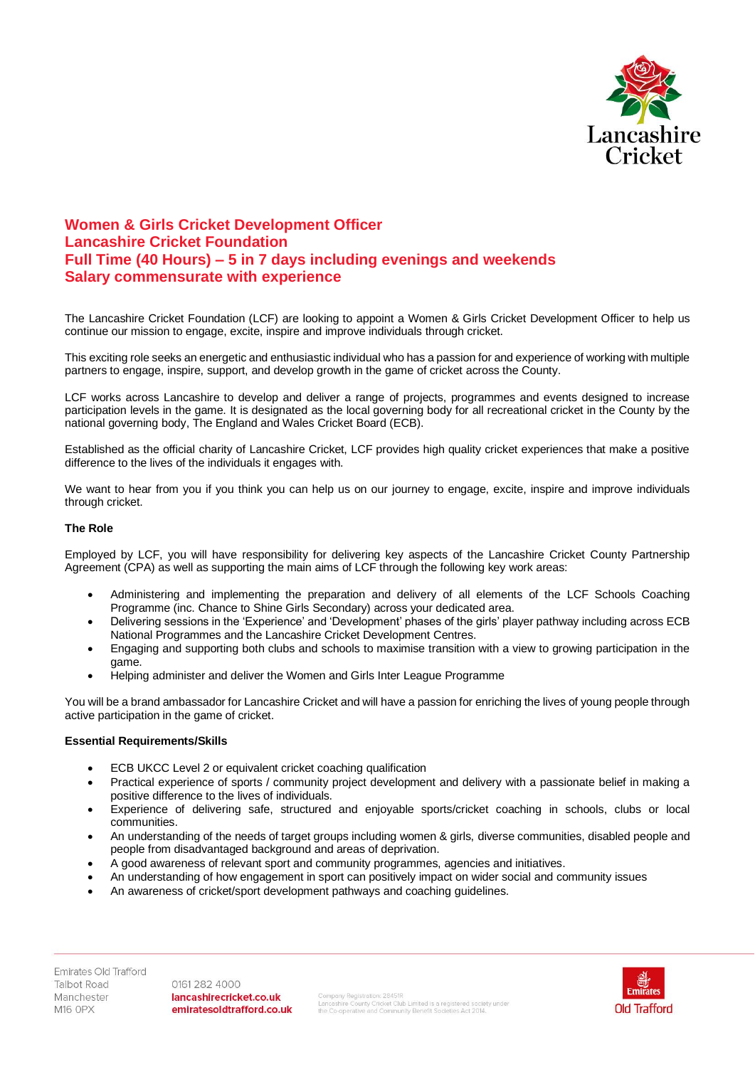# Women & Girls Cricket Development Officer
# Lancashire Cricket Foundation
# Full Time (40 Hours) – 5 in 7 days including evenings and weekends
# Salary commensurate with experience

The Lancashire Cricket Foundation (LCF) are looking to appoint a Women & Girls Cricket Development Officer to help us continue our mission to engage, excite, inspire and improve individuals through cricket.

This exciting role seeks an energetic and enthusiastic individual who has a passion for and experience of working with multiple partners to engage, inspire, support, and develop growth in the game of cricket across the County.

LCF works across Lancashire to develop and deliver a range of projects, programmes and events designed to increase participation levels in the game. It is designated as the local governing body for all recreational cricket in the County by the national governing body, The England and Wales Cricket Board (ECB).

Established as the official charity of Lancashire Cricket, LCF provides high quality cricket experiences that make a positive difference to the lives of the individuals it engages with.

We want to hear from you if you think you can help us on our journey to engage, excite, inspire and improve individuals through cricket.

**The Role**

Employed by LCF, you will have responsibility for delivering key aspects of the Lancashire Cricket County Partnership Agreement (CPA) as well as supporting the main aims of LCF through the following key work areas:

- Administering and implementing the preparation and delivery of all elements of the LCF Schools Coaching Programme (inc. Chance to Shine Girls Secondary) across your dedicated area.
- Delivering sessions in the 'Experience' and 'Development' phases of the girls' player pathway including across ECB National Programmes and the Lancashire Cricket Development Centres.
- Engaging and supporting both clubs and schools to maximise transition with a view to growing participation in the game.
- Helping administer and deliver the Women and Girls Inter League Programme

You will be a brand ambassador for Lancashire Cricket and will have a passion for enriching the lives of young people through active participation in the game of cricket.

**Essential Requirements/Skills**

- ECB UKCC Level 2 or equivalent cricket coaching qualification
- Practical experience of sports / community project development and delivery with a passionate belief in making a positive difference to the lives of individuals.
- Experience of delivering safe, structured and enjoyable sports/cricket coaching in schools, clubs or local communities.
- An understanding of the needs of target groups including women & girls, diverse communities, disabled people and people from disadvantaged background and areas of deprivation.
- A good awareness of relevant sport and community programmes, agencies and initiatives.
- An understanding of how engagement in sport can positively impact on wider social and community issues
- An awareness of cricket/sport development pathways and coaching guidelines.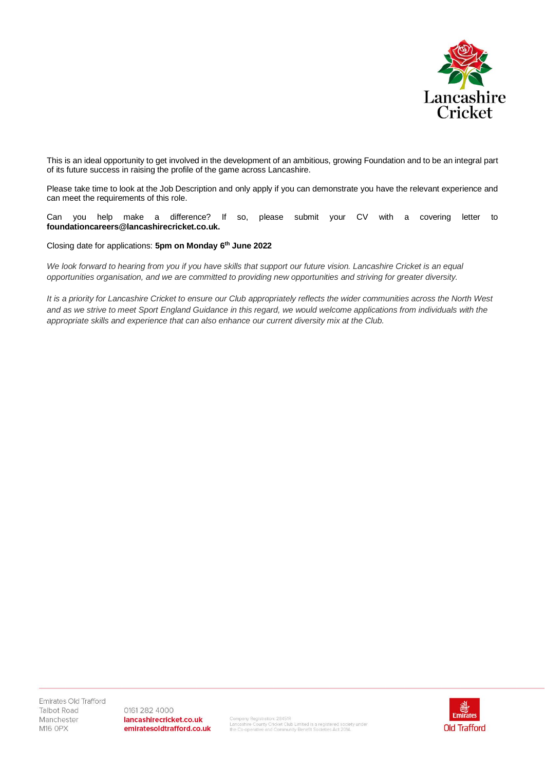This is an ideal opportunity to get involved in the development of an ambitious, growing Foundation and to be an integral part of its future success in raising the profile of the game across Lancashire.

Please take time to look at the Job Description and only apply if you can demonstrate you have the relevant experience and can meet the requirements of this role.

Can you help make a difference? If so, please submit your CV with a covering letter to **foundationcareers@lancashirecricket.co.uk.**

Closing date for applications: **5pm on Monday 6th June 2022**

*We look forward to hearing from you if you have skills that support our future vision. Lancashire Cricket is an equal opportunities organisation, and we are committed to providing new opportunities and striving for greater diversity.*

*It is a priority for Lancashire Cricket to ensure our Club appropriately reflects the wider communities across the North West and as we strive to meet Sport England Guidance in this regard, we would welcome applications from individuals with the appropriate skills and experience that can also enhance our current diversity mix at the Club.*